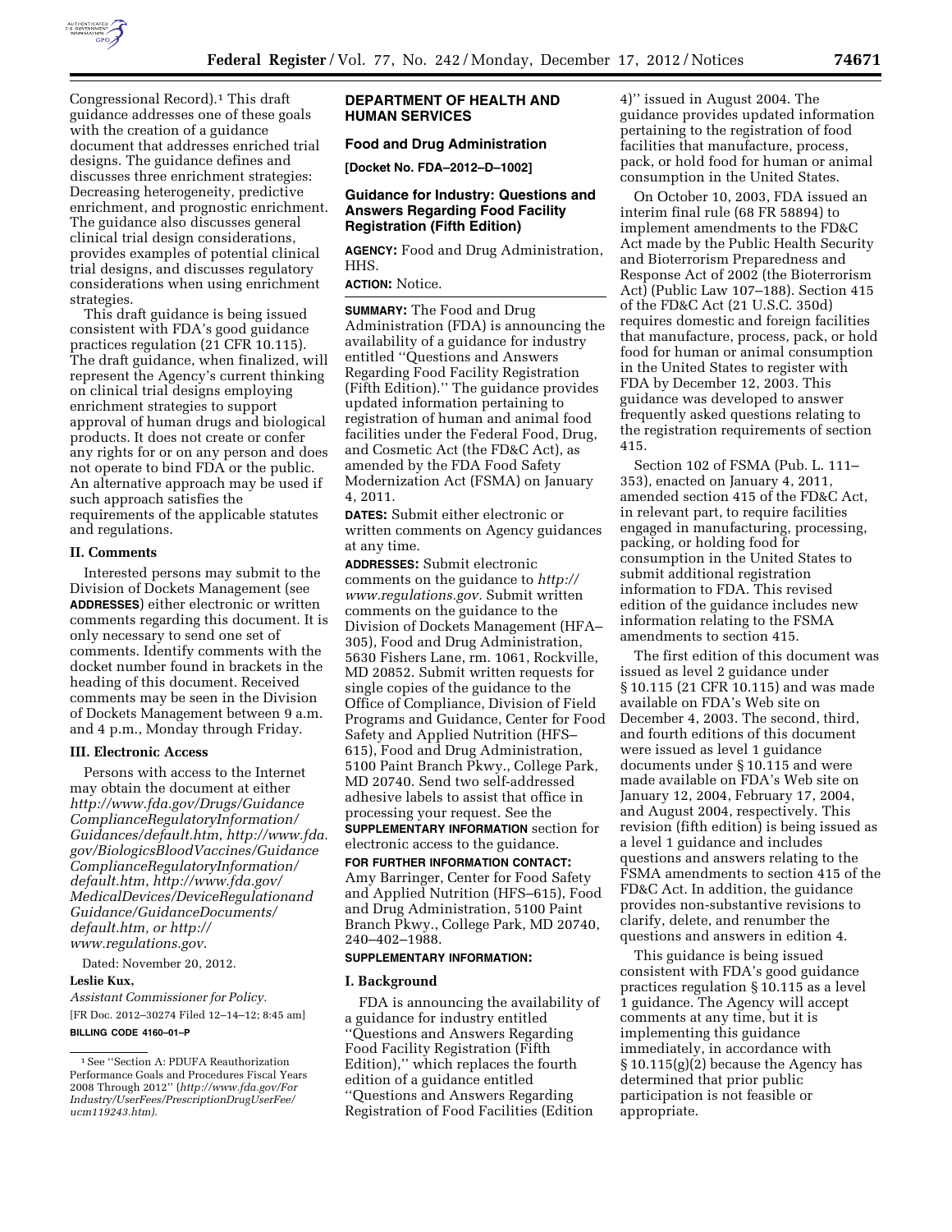Congressional Record).[1] This draft guidance addresses one of these goals with the creation of a guidance document that addresses enriched trial designs. The guidance defines and discusses three enrichment strategies: Decreasing heterogeneity, predictive enrichment, and prognostic enrichment. The guidance also discusses general clinical trial design considerations, provides examples of potential clinical trial designs, and discusses regulatory considerations when using enrichment strategies.

This draft guidance is being issued consistent with FDA's good guidance practices regulation (21 CFR 10.115). The draft guidance, when finalized, will represent the Agency's current thinking on clinical trial designs employing enrichment strategies to support approval of human drugs and biological products. It does not create or confer any rights for or on any person and does not operate to bind FDA or the public. An alternative approach may be used if such approach satisfies the requirements of the applicable statutes and regulations.

## II. Comments

Interested persons may submit to the Division of Dockets Management (see **ADDRESSES**) either electronic or written comments regarding this document. It is only necessary to send one set of comments. Identify comments with the docket number found in brackets in the heading of this document. Received comments may be seen in the Division of Dockets Management between 9 a.m. and 4 p.m., Monday through Friday.

## III. Electronic Access

Persons with access to the Internet may obtain the document at either *http://www.fda.gov/Drugs/GuidanceComplianceRegulatoryInformation/Guidances/default.htm*, *http://www.fda.gov/BiologicsBloodVaccines/GuidanceComplianceRegulatoryInformation/default.htm*, *http://www.fda.gov/MedicalDevices/DeviceRegulationandGuidance/GuidanceDocuments/default.htm, or http://www.regulations.gov*.

Dated: November 20, 2012.

**Leslie Kux,**

*Assistant Commissioner for Policy.*

[FR Doc. 2012–30274 Filed 12–14–12; 8:45 am]

**BILLING CODE 4160–01–P**

[1] See ''Section A: PDUFA Reauthorization Performance Goals and Procedures Fiscal Years 2008 Through 2012'' (*http://www.fda.gov/ForIndustry/UserFees/PrescriptionDrugUserFee/ucm119243.htm).*

# DEPARTMENT OF HEALTH AND HUMAN SERVICES

## Food and Drug Administration

**[Docket No. FDA–2012–D–1002]**

## Guidance for Industry: Questions and Answers Regarding Food Facility Registration (Fifth Edition)

**AGENCY:** Food and Drug Administration, HHS.

**ACTION:** Notice.

**SUMMARY:** The Food and Drug Administration (FDA) is announcing the availability of a guidance for industry entitled ''Questions and Answers Regarding Food Facility Registration (Fifth Edition).'' The guidance provides updated information pertaining to registration of human and animal food facilities under the Federal Food, Drug, and Cosmetic Act (the FD&C Act), as amended by the FDA Food Safety Modernization Act (FSMA) on January 4, 2011.

**DATES:** Submit either electronic or written comments on Agency guidances at any time.

**ADDRESSES:** Submit electronic comments on the guidance to *http://www.regulations.gov.* Submit written comments on the guidance to the Division of Dockets Management (HFA–305), Food and Drug Administration, 5630 Fishers Lane, rm. 1061, Rockville, MD 20852. Submit written requests for single copies of the guidance to the Office of Compliance, Division of Field Programs and Guidance, Center for Food Safety and Applied Nutrition (HFS–615), Food and Drug Administration, 5100 Paint Branch Pkwy., College Park, MD 20740. Send two self-addressed adhesive labels to assist that office in processing your request. See the **SUPPLEMENTARY INFORMATION** section for electronic access to the guidance.

**FOR FURTHER INFORMATION CONTACT:** Amy Barringer, Center for Food Safety and Applied Nutrition (HFS–615), Food and Drug Administration, 5100 Paint Branch Pkwy., College Park, MD 20740, 240–402–1988.

**SUPPLEMENTARY INFORMATION:**

## I. Background

FDA is announcing the availability of a guidance for industry entitled ''Questions and Answers Regarding Food Facility Registration (Fifth Edition),'' which replaces the fourth edition of a guidance entitled ''Questions and Answers Regarding Registration of Food Facilities (Edition 4)'' issued in August 2004. The guidance provides updated information pertaining to the registration of food facilities that manufacture, process, pack, or hold food for human or animal consumption in the United States.

On October 10, 2003, FDA issued an interim final rule (68 FR 58894) to implement amendments to the FD&C Act made by the Public Health Security and Bioterrorism Preparedness and Response Act of 2002 (the Bioterrorism Act) (Public Law 107–188). Section 415 of the FD&C Act (21 U.S.C. 350d) requires domestic and foreign facilities that manufacture, process, pack, or hold food for human or animal consumption in the United States to register with FDA by December 12, 2003. This guidance was developed to answer frequently asked questions relating to the registration requirements of section 415.

Section 102 of FSMA (Pub. L. 111–353), enacted on January 4, 2011, amended section 415 of the FD&C Act, in relevant part, to require facilities engaged in manufacturing, processing, packing, or holding food for consumption in the United States to submit additional registration information to FDA. This revised edition of the guidance includes new information relating to the FSMA amendments to section 415.

The first edition of this document was issued as level 2 guidance under § 10.115 (21 CFR 10.115) and was made available on FDA's Web site on December 4, 2003. The second, third, and fourth editions of this document were issued as level 1 guidance documents under § 10.115 and were made available on FDA's Web site on January 12, 2004, February 17, 2004, and August 2004, respectively. This revision (fifth edition) is being issued as a level 1 guidance and includes questions and answers relating to the FSMA amendments to section 415 of the FD&C Act. In addition, the guidance provides non-substantive revisions to clarify, delete, and renumber the questions and answers in edition 4.

This guidance is being issued consistent with FDA's good guidance practices regulation § 10.115 as a level 1 guidance. The Agency will accept comments at any time, but it is implementing this guidance immediately, in accordance with § 10.115(g)(2) because the Agency has determined that prior public participation is not feasible or appropriate.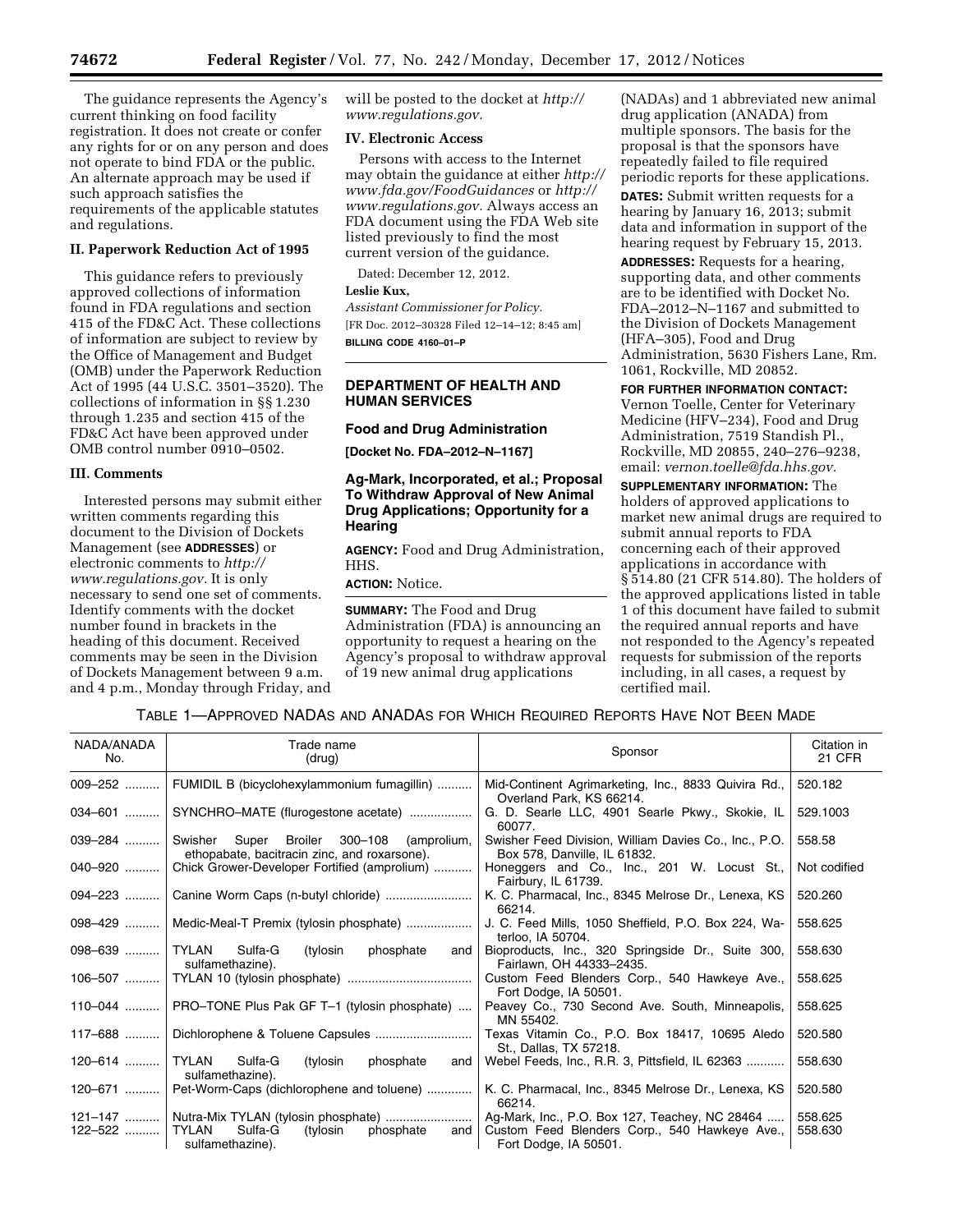The guidance represents the Agency's current thinking on food facility registration. It does not create or confer any rights for or on any person and does not operate to bind FDA or the public. An alternate approach may be used if such approach satisfies the requirements of the applicable statutes and regulations.

### II. Paperwork Reduction Act of 1995

This guidance refers to previously approved collections of information found in FDA regulations and section 415 of the FD&C Act. These collections of information are subject to review by the Office of Management and Budget (OMB) under the Paperwork Reduction Act of 1995 (44 U.S.C. 3501–3520). The collections of information in §§ 1.230 through 1.235 and section 415 of the FD&C Act have been approved under OMB control number 0910–0502.

### III. Comments

Interested persons may submit either written comments regarding this document to the Division of Dockets Management (see **ADDRESSES**) or electronic comments to *http://www.regulations.gov.* It is only necessary to send one set of comments. Identify comments with the docket number found in brackets in the heading of this document. Received comments may be seen in the Division of Dockets Management between 9 a.m. and 4 p.m., Monday through Friday, and will be posted to the docket at *http://www.regulations.gov.*

### IV. Electronic Access

Persons with access to the Internet may obtain the guidance at either *http://www.fda.gov/FoodGuidances* or *http://www.regulations.gov.* Always access an FDA document using the FDA Web site listed previously to find the most current version of the guidance.

Dated: December 12, 2012.

**Leslie Kux,**

*Assistant Commissioner for Policy.*

[FR Doc. 2012–30328 Filed 12–14–12; 8:45 am]

**BILLING CODE 4160–01–P**

## DEPARTMENT OF HEALTH AND HUMAN SERVICES

### Food and Drug Administration

**[Docket No. FDA–2012–N–1167]**

### Ag-Mark, Incorporated, et al.; Proposal To Withdraw Approval of New Animal Drug Applications; Opportunity for a Hearing

**AGENCY:** Food and Drug Administration, HHS.

**ACTION:** Notice.

**SUMMARY:** The Food and Drug Administration (FDA) is announcing an opportunity to request a hearing on the Agency's proposal to withdraw approval of 19 new animal drug applications (NADAs) and 1 abbreviated new animal drug application (ANADA) from multiple sponsors. The basis for the proposal is that the sponsors have repeatedly failed to file required periodic reports for these applications.

**DATES:** Submit written requests for a hearing by January 16, 2013; submit data and information in support of the hearing request by February 15, 2013.

**ADDRESSES:** Requests for a hearing, supporting data, and other comments are to be identified with Docket No. FDA–2012–N–1167 and submitted to the Division of Dockets Management (HFA–305), Food and Drug Administration, 5630 Fishers Lane, Rm. 1061, Rockville, MD 20852.

**FOR FURTHER INFORMATION CONTACT:** Vernon Toelle, Center for Veterinary Medicine (HFV–234), Food and Drug Administration, 7519 Standish Pl., Rockville, MD 20855, 240–276–9238, email: *vernon.toelle@fda.hhs.gov.*

**SUPPLEMENTARY INFORMATION:** The holders of approved applications to market new animal drugs are required to submit annual reports to FDA concerning each of their approved applications in accordance with § 514.80 (21 CFR 514.80). The holders of the approved applications listed in table 1 of this document have failed to submit the required annual reports and have not responded to the Agency's repeated requests for submission of the reports including, in all cases, a request by certified mail.

TABLE 1—APPROVED NADAS AND ANADAS FOR WHICH REQUIRED REPORTS HAVE NOT BEEN MADE

| NADA/ANADA No. | Trade name (drug) | Sponsor | Citation in 21 CFR |
|---|---|---|---|
| 009–252 | FUMIDIL B (bicyclohexylammonium fumagillin) | Mid-Continent Agrimarketing, Inc., 8833 Quivira Rd., Overland Park, KS 66214. | 520.182 |
| 034–601 | SYNCHRO–MATE (flurogestone acetate) | G. D. Searle LLC, 4901 Searle Pkwy., Skokie, IL 60077. | 529.1003 |
| 039–284 | Swisher Super Broiler 300–108 (amprolium, ethopabate, bacitracin zinc, and roxarsone). | Swisher Feed Division, William Davies Co., Inc., P.O. Box 578, Danville, IL 61832. | 558.58 |
| 040–920 | Chick Grower-Developer Fortified (amprolium) | Honeggers and Co., Inc., 201 W. Locust St., Fairbury, IL 61739. | Not codified |
| 094–223 | Canine Worm Caps (n-butyl chloride) | K. C. Pharmacal, Inc., 8345 Melrose Dr., Lenexa, KS 66214. | 520.260 |
| 098–429 | Medic-Meal-T Premix (tylosin phosphate) | J. C. Feed Mills, 1050 Sheffield, P.O. Box 224, Waterloo, IA 50704. | 558.625 |
| 098–639 | TYLAN Sulfa-G (tylosin phosphate and sulfamethazine). | Bioproducts, Inc., 320 Springside Dr., Suite 300, Fairlawn, OH 44333–2435. | 558.630 |
| 106–507 | TYLAN 10 (tylosin phosphate) | Custom Feed Blenders Corp., 540 Hawkeye Ave., Fort Dodge, IA 50501. | 558.625 |
| 110–044 | PRO–TONE Plus Pak GF T–1 (tylosin phosphate) | Peavey Co., 730 Second Ave. South, Minneapolis, MN 55402. | 558.625 |
| 117–688 | Dichlorophene & Toluene Capsules | Texas Vitamin Co., P.O. Box 18417, 10695 Aledo St., Dallas, TX 57218. | 520.580 |
| 120–614 | TYLAN Sulfa-G (tylosin phosphate and sulfamethazine). | Webel Feeds, Inc., R.R. 3, Pittsfield, IL 62363 | 558.630 |
| 120–671 | Pet-Worm-Caps (dichlorophene and toluene) | K. C. Pharmacal, Inc., 8345 Melrose Dr., Lenexa, KS 66214. | 520.580 |
| 121–147 | Nutra-Mix TYLAN (tylosin phosphate) | Ag-Mark, Inc., P.O. Box 127, Teachey, NC 28464 | 558.625 |
| 122–522 | TYLAN Sulfa-G (tylosin phosphate and sulfamethazine). | Custom Feed Blenders Corp., 540 Hawkeye Ave., Fort Dodge, IA 50501. | 558.630 |